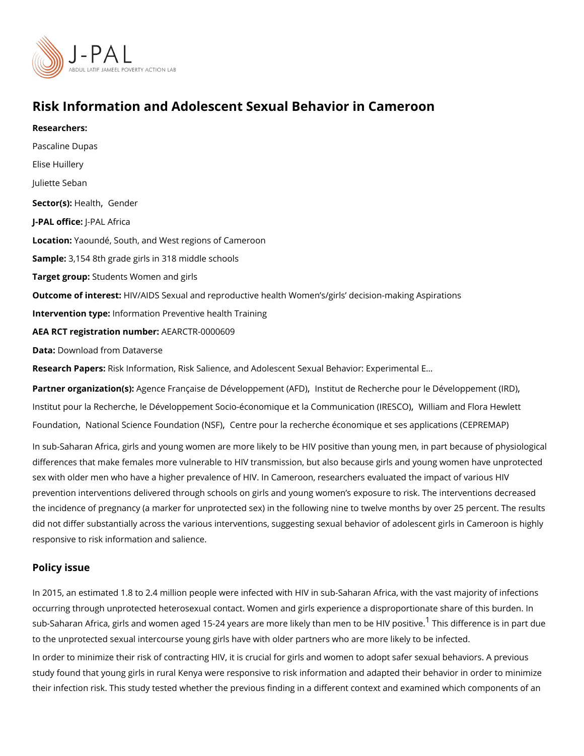# Risk Information and Adolescent Sexual Behavior in Cameroon

**Researchers:**

Pascaline Dupas

Elise Huillery

Juliette Seban

**Sector(s):** Health, Gender

**J-PAL office:** J-PAL Africa

**Location:** Yaoundé, South, and West regions of Cameroon

**Sample:** 3,154 8th grade girls in 318 middle schools

**Target group:** Students Women and girls

**Outcome of interest:** HIV/AIDS Sexual and reproductive health Women's/girls' decision-making Aspirations

**Intervention type:** Information Preventive health Training

**AEA RCT registration number:** AEARCTR-0000609

**Data:** Download from Dataverse

**Research Papers:** Risk Information, Risk Salience, and Adolescent Sexual Behavior: Experimental E...

**Partner organization(s):** Agence Française de Développement (AFD), Institut de Recherche pour le Développement (IRD), Institut pour la Recherche, le Développement Socio-économique et la Communication (IRESCO), William and Flora Hewlett Foundation, National Science Foundation (NSF), Centre pour la recherche économique et ses applications (CEPREMAP)

In sub-Saharan Africa, girls and young women are more likely to be HIV positive than young men, in part because of physiological differences that make females more vulnerable to HIV transmission, but also because girls and young women have unprotected sex with older men who have a higher prevalence of HIV. In Cameroon, researchers evaluated the impact of various HIV prevention interventions delivered through schools on girls and young women's exposure to risk. The interventions decreased the incidence of pregnancy (a marker for unprotected sex) in the following nine to twelve months by over 25 percent. The results did not differ substantially across the various interventions, suggesting sexual behavior of adolescent girls in Cameroon is highly responsive to risk information and salience.

## Policy issue

In 2015, an estimated 1.8 to 2.4 million people were infected with HIV in sub-Saharan Africa, with the vast majority of infections occurring through unprotected heterosexual contact. Women and girls experience a disproportionate share of this burden. In sub-Saharan Africa, girls and women aged 15-24 years are more likely than men to be HIV positive.[1] This difference is in part due to the unprotected sexual intercourse young girls have with older partners who are more likely to be infected.

In order to minimize their risk of contracting HIV, it is crucial for girls and women to adopt safer sexual behaviors. A previous study found that young girls in rural Kenya were responsive to risk information and adapted their behavior in order to minimize their infection risk. This study tested whether the previous finding in a different context and examined which components of an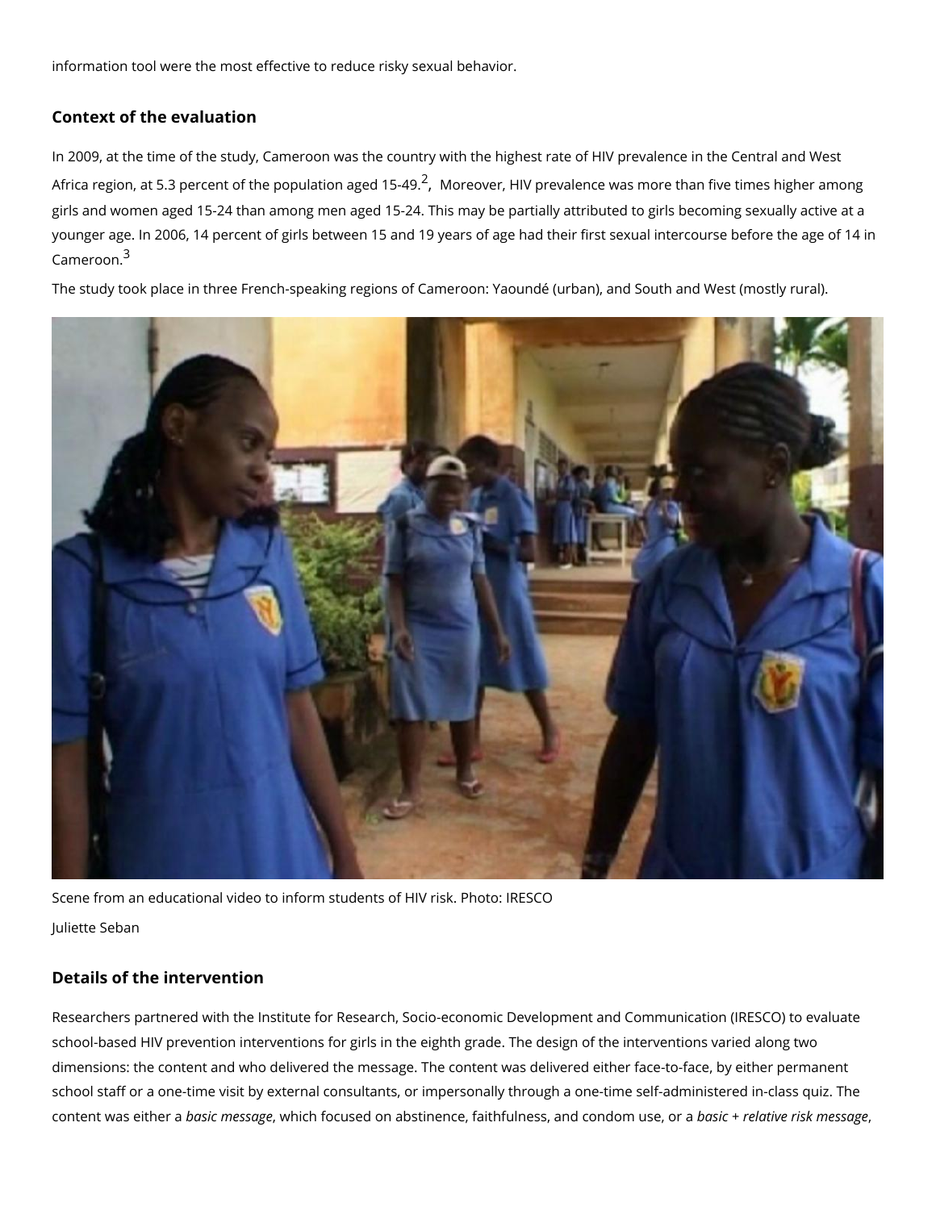information tool were the most effective to reduce risky sexual behavior.

## Context of the evaluation

In 2009, at the time of the study, Cameroon was the country with the highest rate of HIV prevalence in the Central and West Africa region, at 5.3 percent of the population aged 15-49.[2], Moreover, HIV prevalence was more than five times higher among girls and women aged 15-24 than among men aged 15-24. This may be partially attributed to girls becoming sexually active at a younger age. In 2006, 14 percent of girls between 15 and 19 years of age had their first sexual intercourse before the age of 14 in Cameroon.[3]

The study took place in three French-speaking regions of Cameroon: Yaoundé (urban), and South and West (mostly rural).

Scene from an educational video to inform students of HIV risk. Photo: IRESCO

Juliette Seban

## Details of the intervention

Researchers partnered with the Institute for Research, Socio-economic Development and Communication (IRESCO) to evaluate school-based HIV prevention interventions for girls in the eighth grade. The design of the interventions varied along two dimensions: the content and who delivered the message. The content was delivered either face-to-face, by either permanent school staff or a one-time visit by external consultants, or impersonally through a one-time self-administered in-class quiz. The content was either a *basic message*, which focused on abstinence, faithfulness, and condom use, or a *basic + relative risk message*,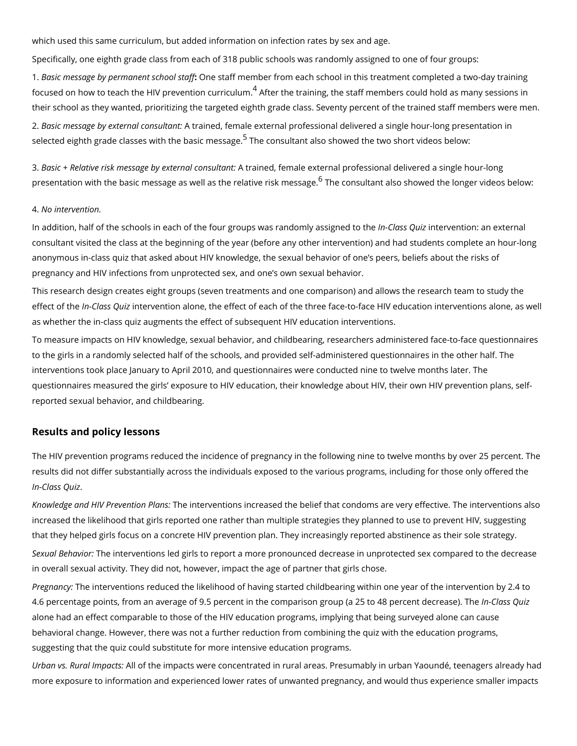which used this same curriculum, but added information on infection rates by sex and age.

Specifically, one eighth grade class from each of 318 public schools was randomly assigned to one of four groups:

1. *Basic message by permanent school staff*: One staff member from each school in this treatment completed a two-day training focused on how to teach the HIV prevention curriculum.[4] After the training, the staff members could hold as many sessions in their school as they wanted, prioritizing the targeted eighth grade class. Seventy percent of the trained staff members were men.

2. *Basic message by external consultant:* A trained, female external professional delivered a single hour-long presentation in selected eighth grade classes with the basic message.[5] The consultant also showed the two short videos below:

3. *Basic + Relative risk message by external consultant:* A trained, female external professional delivered a single hour-long presentation with the basic message as well as the relative risk message.[6] The consultant also showed the longer videos below:

4. *No intervention.*

In addition, half of the schools in each of the four groups was randomly assigned to the *In-Class Quiz* intervention: an external consultant visited the class at the beginning of the year (before any other intervention) and had students complete an hour-long anonymous in-class quiz that asked about HIV knowledge, the sexual behavior of one's peers, beliefs about the risks of pregnancy and HIV infections from unprotected sex, and one's own sexual behavior.

This research design creates eight groups (seven treatments and one comparison) and allows the research team to study the effect of the *In-Class Quiz* intervention alone, the effect of each of the three face-to-face HIV education interventions alone, as well as whether the in-class quiz augments the effect of subsequent HIV education interventions.

To measure impacts on HIV knowledge, sexual behavior, and childbearing, researchers administered face-to-face questionnaires to the girls in a randomly selected half of the schools, and provided self-administered questionnaires in the other half. The interventions took place January to April 2010, and questionnaires were conducted nine to twelve months later. The questionnaires measured the girls' exposure to HIV education, their knowledge about HIV, their own HIV prevention plans, self-reported sexual behavior, and childbearing.

## Results and policy lessons

The HIV prevention programs reduced the incidence of pregnancy in the following nine to twelve months by over 25 percent. The results did not differ substantially across the individuals exposed to the various programs, including for those only offered the *In-Class Quiz*.

*Knowledge and HIV Prevention Plans:* The interventions increased the belief that condoms are very effective. The interventions also increased the likelihood that girls reported one rather than multiple strategies they planned to use to prevent HIV, suggesting that they helped girls focus on a concrete HIV prevention plan. They increasingly reported abstinence as their sole strategy.

*Sexual Behavior:* The interventions led girls to report a more pronounced decrease in unprotected sex compared to the decrease in overall sexual activity. They did not, however, impact the age of partner that girls chose.

*Pregnancy:* The interventions reduced the likelihood of having started childbearing within one year of the intervention by 2.4 to 4.6 percentage points, from an average of 9.5 percent in the comparison group (a 25 to 48 percent decrease). The *In-Class Quiz* alone had an effect comparable to those of the HIV education programs, implying that being surveyed alone can cause behavioral change. However, there was not a further reduction from combining the quiz with the education programs, suggesting that the quiz could substitute for more intensive education programs.

*Urban vs. Rural Impacts:* All of the impacts were concentrated in rural areas. Presumably in urban Yaoundé, teenagers already had more exposure to information and experienced lower rates of unwanted pregnancy, and would thus experience smaller impacts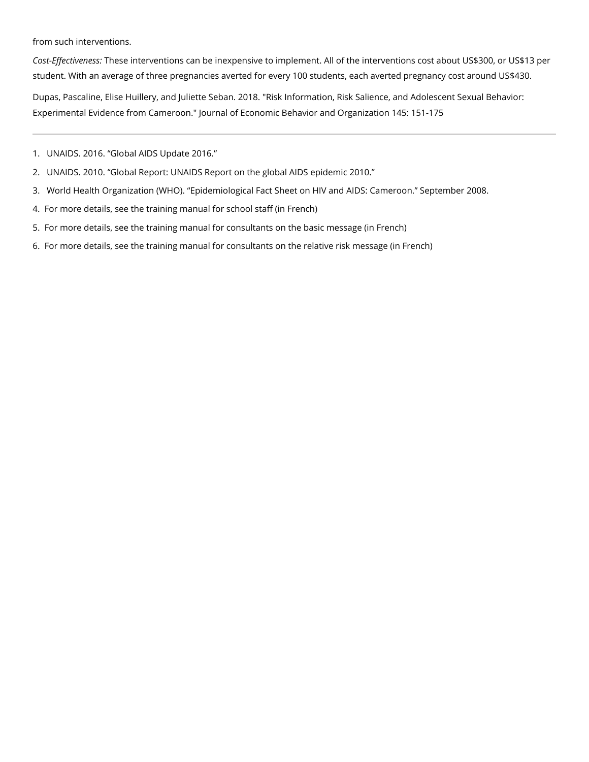from such interventions.

*Cost-Effectiveness:* These interventions can be inexpensive to implement. All of the interventions cost about US$300, or US$13 per student. With an average of three pregnancies averted for every 100 students, each averted pregnancy cost around US$430.

Dupas, Pascaline, Elise Huillery, and Juliette Seban. 2018. "Risk Information, Risk Salience, and Adolescent Sexual Behavior: Experimental Evidence from Cameroon." Journal of Economic Behavior and Organization 145: 151-175

---

1. UNAIDS. 2016. "Global AIDS Update 2016."
2. UNAIDS. 2010. "Global Report: UNAIDS Report on the global AIDS epidemic 2010."
3. World Health Organization (WHO). "Epidemiological Fact Sheet on HIV and AIDS: Cameroon." September 2008.
4. For more details, see the training manual for school staff (in French)
5. For more details, see the training manual for consultants on the basic message (in French)
6. For more details, see the training manual for consultants on the relative risk message (in French)